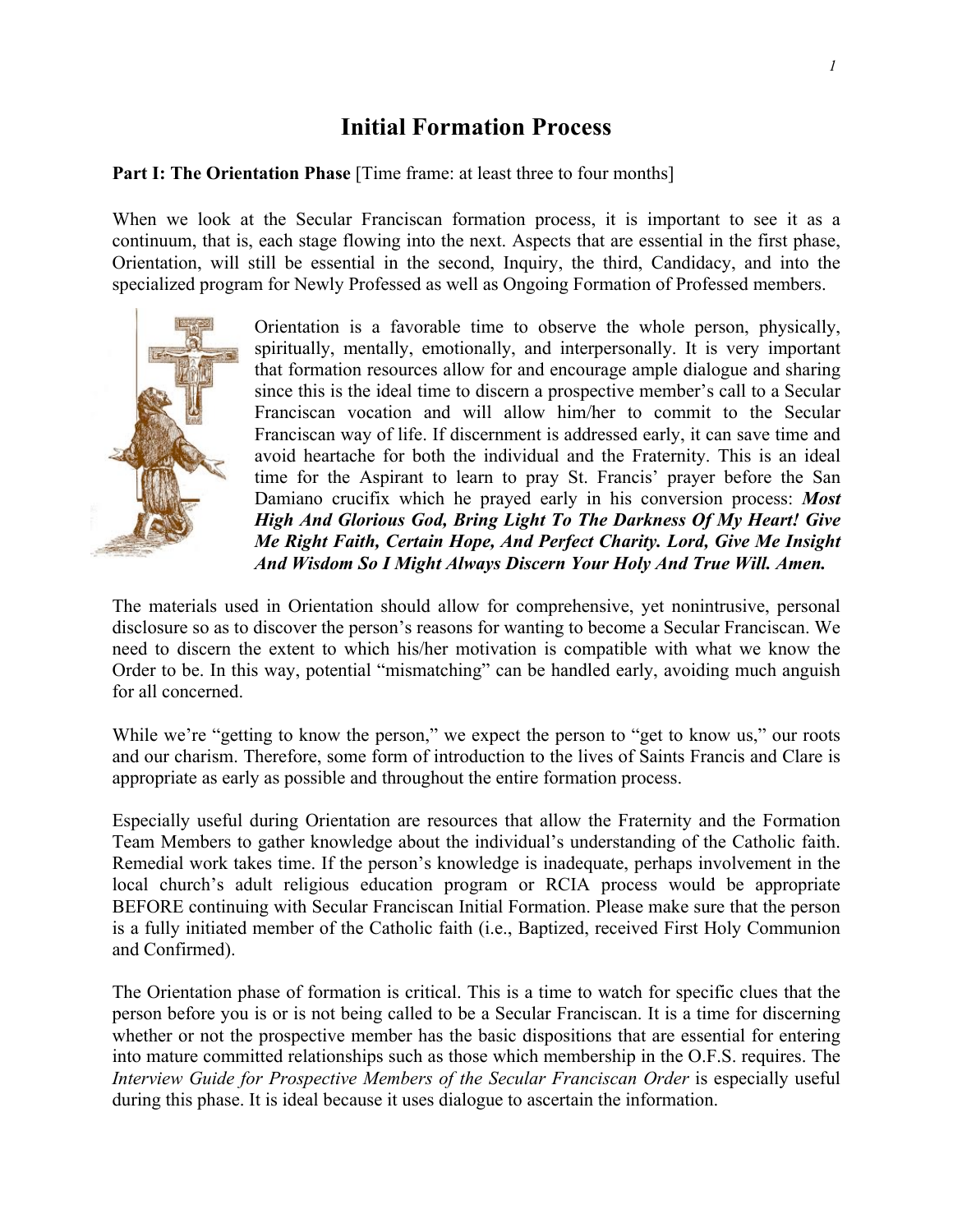# Initial Formation Process

**Part I: The Orientation Phase** [Time frame: at least three to four months]

When we look at the Secular Franciscan formation process, it is important to see it as a continuum, that is, each stage flowing into the next. Aspects that are essential in the first phase, Orientation, will still be essential in the second, Inquiry, the third, Candidacy, and into the specialized program for Newly Professed as well as Ongoing Formation of Professed members.

Orientation is a favorable time to observe the whole person, physically, spiritually, mentally, emotionally, and interpersonally. It is very important that formation resources allow for and encourage ample dialogue and sharing since this is the ideal time to discern a prospective member's call to a Secular Franciscan vocation and will allow him/her to commit to the Secular Franciscan way of life. If discernment is addressed early, it can save time and avoid heartache for both the individual and the Fraternity. This is an ideal time for the Aspirant to learn to pray St. Francis' prayer before the San Damiano crucifix which he prayed early in his conversion process: ***Most High And Glorious God, Bring Light To The Darkness Of My Heart! Give Me Right Faith, Certain Hope, And Perfect Charity. Lord, Give Me Insight And Wisdom So I Might Always Discern Your Holy And True Will. Amen.***

The materials used in Orientation should allow for comprehensive, yet nonintrusive, personal disclosure so as to discover the person's reasons for wanting to become a Secular Franciscan. We need to discern the extent to which his/her motivation is compatible with what we know the Order to be. In this way, potential "mismatching" can be handled early, avoiding much anguish for all concerned.

While we're "getting to know the person," we expect the person to "get to know us," our roots and our charism. Therefore, some form of introduction to the lives of Saints Francis and Clare is appropriate as early as possible and throughout the entire formation process.

Especially useful during Orientation are resources that allow the Fraternity and the Formation Team Members to gather knowledge about the individual's understanding of the Catholic faith. Remedial work takes time. If the person's knowledge is inadequate, perhaps involvement in the local church's adult religious education program or RCIA process would be appropriate BEFORE continuing with Secular Franciscan Initial Formation. Please make sure that the person is a fully initiated member of the Catholic faith (i.e., Baptized, received First Holy Communion and Confirmed).

The Orientation phase of formation is critical. This is a time to watch for specific clues that the person before you is or is not being called to be a Secular Franciscan. It is a time for discerning whether or not the prospective member has the basic dispositions that are essential for entering into mature committed relationships such as those which membership in the O.F.S. requires. The *Interview Guide for Prospective Members of the Secular Franciscan Order* is especially useful during this phase. It is ideal because it uses dialogue to ascertain the information.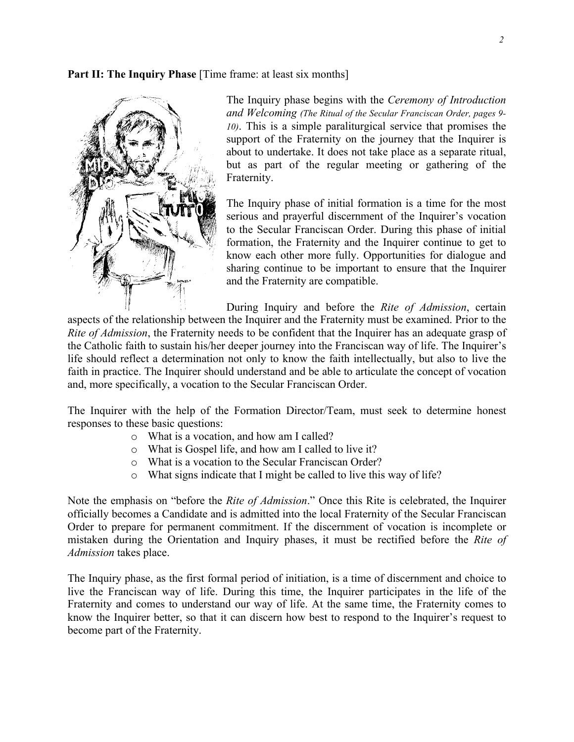**Part II: The Inquiry Phase** [Time frame: at least six months]

The Inquiry phase begins with the *Ceremony of Introduction and Welcoming* *(The Ritual of the Secular Franciscan Order, pages 9-10)*. This is a simple paraliturgical service that promises the support of the Fraternity on the journey that the Inquirer is about to undertake. It does not take place as a separate ritual, but as part of the regular meeting or gathering of the Fraternity.

The Inquiry phase of initial formation is a time for the most serious and prayerful discernment of the Inquirer's vocation to the Secular Franciscan Order. During this phase of initial formation, the Fraternity and the Inquirer continue to get to know each other more fully. Opportunities for dialogue and sharing continue to be important to ensure that the Inquirer and the Fraternity are compatible.

During Inquiry and before the *Rite of Admission*, certain aspects of the relationship between the Inquirer and the Fraternity must be examined. Prior to the *Rite of Admission*, the Fraternity needs to be confident that the Inquirer has an adequate grasp of the Catholic faith to sustain his/her deeper journey into the Franciscan way of life. The Inquirer's life should reflect a determination not only to know the faith intellectually, but also to live the faith in practice. The Inquirer should understand and be able to articulate the concept of vocation and, more specifically, a vocation to the Secular Franciscan Order.

The Inquirer with the help of the Formation Director/Team, must seek to determine honest responses to these basic questions:

- What is a vocation, and how am I called?
- What is Gospel life, and how am I called to live it?
- What is a vocation to the Secular Franciscan Order?
- What signs indicate that I might be called to live this way of life?

Note the emphasis on "before the *Rite of Admission*." Once this Rite is celebrated, the Inquirer officially becomes a Candidate and is admitted into the local Fraternity of the Secular Franciscan Order to prepare for permanent commitment. If the discernment of vocation is incomplete or mistaken during the Orientation and Inquiry phases, it must be rectified before the *Rite of Admission* takes place.

The Inquiry phase, as the first formal period of initiation, is a time of discernment and choice to live the Franciscan way of life. During this time, the Inquirer participates in the life of the Fraternity and comes to understand our way of life. At the same time, the Fraternity comes to know the Inquirer better, so that it can discern how best to respond to the Inquirer's request to become part of the Fraternity.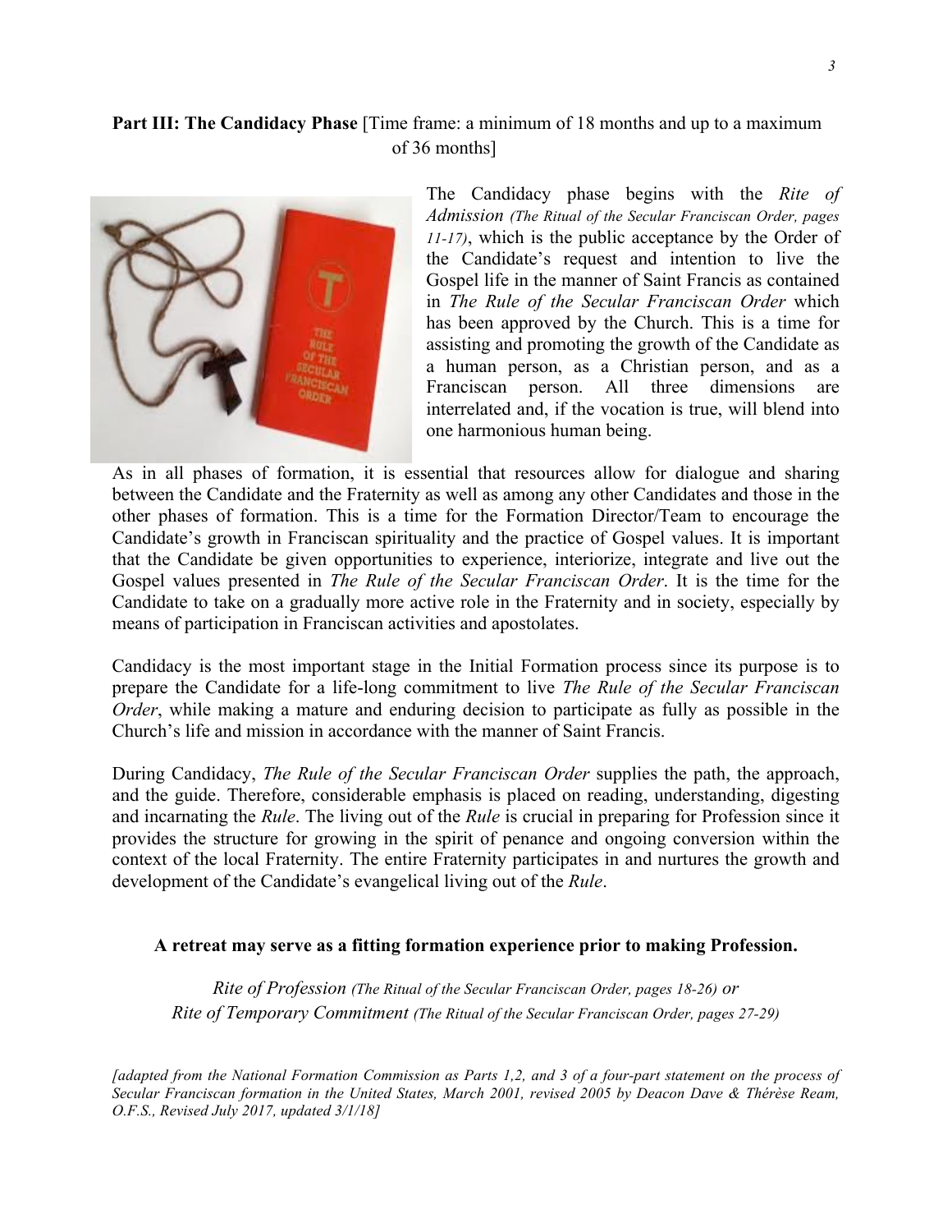**Part III: The Candidacy Phase** [Time frame: a minimum of 18 months and up to a maximum of 36 months]

The Candidacy phase begins with the *Rite of Admission* *(The Ritual of the Secular Franciscan Order, pages 11-17)*, which is the public acceptance by the Order of the Candidate's request and intention to live the Gospel life in the manner of Saint Francis as contained in *The Rule of the Secular Franciscan Order* which has been approved by the Church. This is a time for assisting and promoting the growth of the Candidate as a human person, as a Christian person, and as a Franciscan person. All three dimensions are interrelated and, if the vocation is true, will blend into one harmonious human being.

As in all phases of formation, it is essential that resources allow for dialogue and sharing between the Candidate and the Fraternity as well as among any other Candidates and those in the other phases of formation. This is a time for the Formation Director/Team to encourage the Candidate's growth in Franciscan spirituality and the practice of Gospel values. It is important that the Candidate be given opportunities to experience, interiorize, integrate and live out the Gospel values presented in *The Rule of the Secular Franciscan Order*. It is the time for the Candidate to take on a gradually more active role in the Fraternity and in society, especially by means of participation in Franciscan activities and apostolates.

Candidacy is the most important stage in the Initial Formation process since its purpose is to prepare the Candidate for a life-long commitment to live *The Rule of the Secular Franciscan Order*, while making a mature and enduring decision to participate as fully as possible in the Church's life and mission in accordance with the manner of Saint Francis.

During Candidacy, *The Rule of the Secular Franciscan Order* supplies the path, the approach, and the guide. Therefore, considerable emphasis is placed on reading, understanding, digesting and incarnating the *Rule*. The living out of the *Rule* is crucial in preparing for Profession since it provides the structure for growing in the spirit of penance and ongoing conversion within the context of the local Fraternity. The entire Fraternity participates in and nurtures the growth and development of the Candidate's evangelical living out of the *Rule*.

**A retreat may serve as a fitting formation experience prior to making Profession.**

*Rite of Profession (The Ritual of the Secular Franciscan Order, pages 18-26) or*
*Rite of Temporary Commitment (The Ritual of the Secular Franciscan Order, pages 27-29)*

*[adapted from the National Formation Commission as Parts 1,2, and 3 of a four-part statement on the process of Secular Franciscan formation in the United States, March 2001, revised 2005 by Deacon Dave & Thérèse Ream, O.F.S., Revised July 2017, updated 3/1/18]*